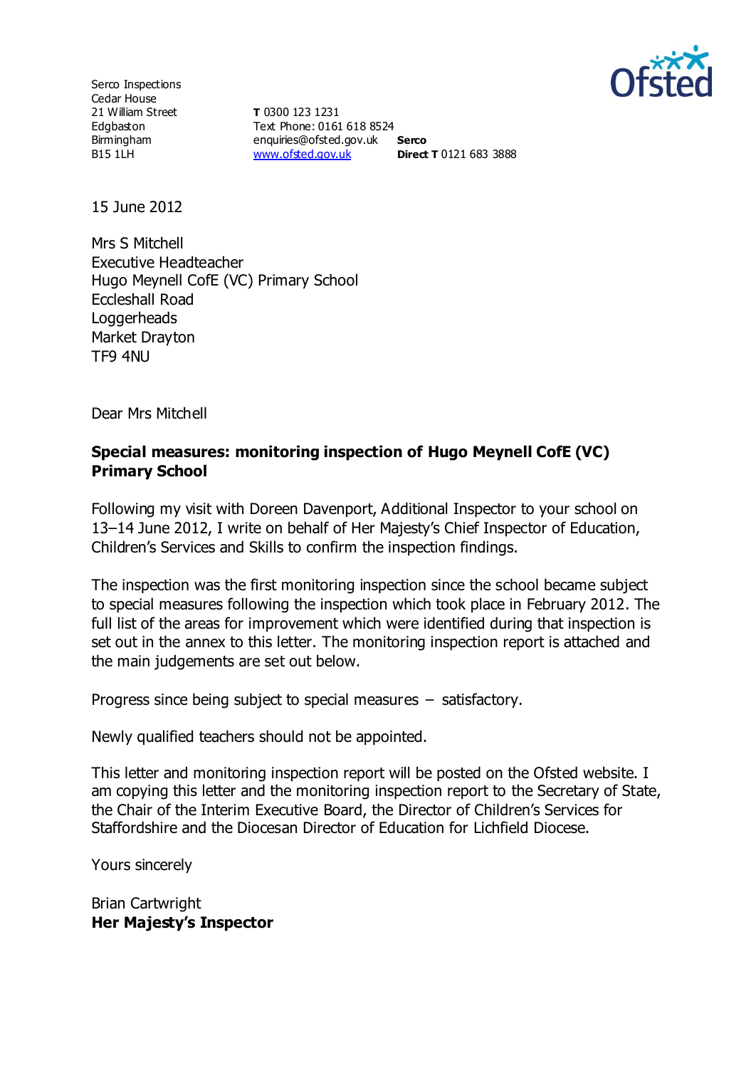Serco Inspections
Cedar House
21 William Street
Edgbaston
Birmingham
B15 1LH

**T** 0300 123 1231
Text Phone: 0161 618 8524
enquiries@ofsted.gov.uk
www.ofsted.gov.uk

**Serco**
**Direct T** 0121 683 3888

15 June 2012

Mrs S Mitchell
Executive Headteacher
Hugo Meynell CofE (VC) Primary School
Eccleshall Road
Loggerheads
Market Drayton
TF9 4NU

Dear Mrs Mitchell

**Special measures: monitoring inspection of Hugo Meynell CofE (VC) Primary School**

Following my visit with Doreen Davenport, Additional Inspector to your school on 13–14 June 2012, I write on behalf of Her Majesty's Chief Inspector of Education, Children's Services and Skills to confirm the inspection findings.

The inspection was the first monitoring inspection since the school became subject to special measures following the inspection which took place in February 2012. The full list of the areas for improvement which were identified during that inspection is set out in the annex to this letter. The monitoring inspection report is attached and the main judgements are set out below.

Progress since being subject to special measures – satisfactory.

Newly qualified teachers should not be appointed.

This letter and monitoring inspection report will be posted on the Ofsted website. I am copying this letter and the monitoring inspection report to the Secretary of State, the Chair of the Interim Executive Board, the Director of Children's Services for Staffordshire and the Diocesan Director of Education for Lichfield Diocese.

Yours sincerely

Brian Cartwright
**Her Majesty's Inspector**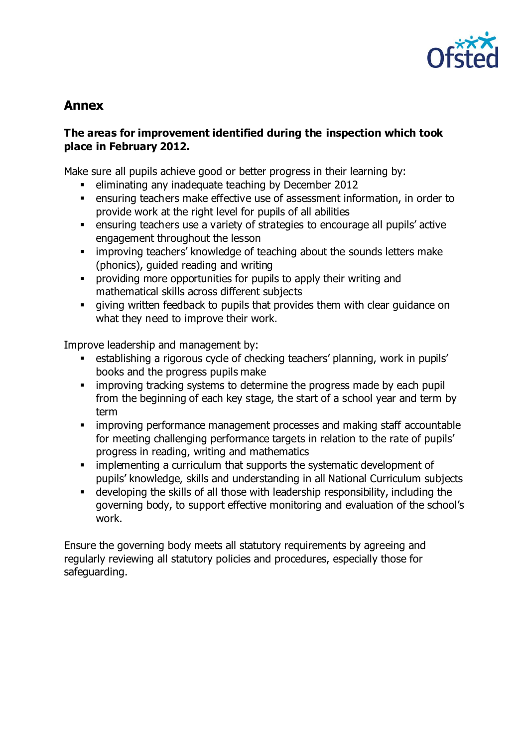## Annex

**The areas for improvement identified during the inspection which took place in February 2012.**

Make sure all pupils achieve good or better progress in their learning by:

- eliminating any inadequate teaching by December 2012
- ensuring teachers make effective use of assessment information, in order to provide work at the right level for pupils of all abilities
- ensuring teachers use a variety of strategies to encourage all pupils' active engagement throughout the lesson
- improving teachers' knowledge of teaching about the sounds letters make (phonics), guided reading and writing
- providing more opportunities for pupils to apply their writing and mathematical skills across different subjects
- giving written feedback to pupils that provides them with clear guidance on what they need to improve their work.

Improve leadership and management by:

- establishing a rigorous cycle of checking teachers' planning, work in pupils' books and the progress pupils make
- improving tracking systems to determine the progress made by each pupil from the beginning of each key stage, the start of a school year and term by term
- improving performance management processes and making staff accountable for meeting challenging performance targets in relation to the rate of pupils' progress in reading, writing and mathematics
- implementing a curriculum that supports the systematic development of pupils' knowledge, skills and understanding in all National Curriculum subjects
- developing the skills of all those with leadership responsibility, including the governing body, to support effective monitoring and evaluation of the school's work.

Ensure the governing body meets all statutory requirements by agreeing and regularly reviewing all statutory policies and procedures, especially those for safeguarding.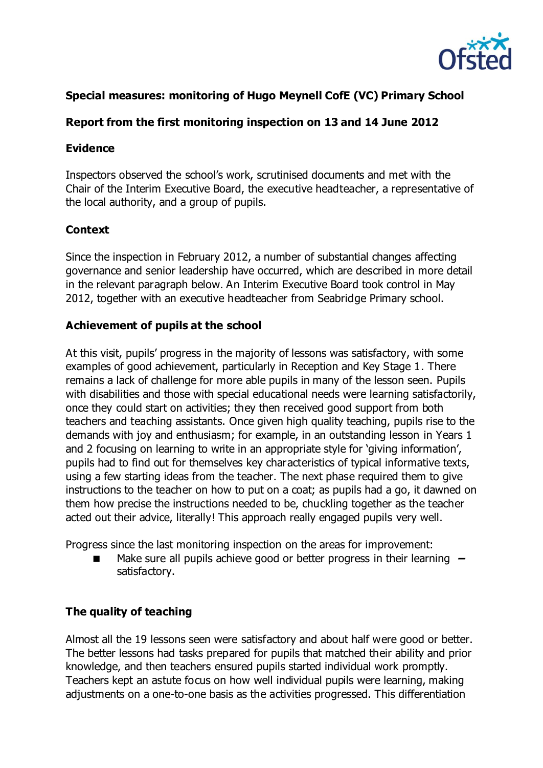**Special measures: monitoring of Hugo Meynell CofE (VC) Primary School**

**Report from the first monitoring inspection on 13 and 14 June 2012**

## Evidence

Inspectors observed the school's work, scrutinised documents and met with the Chair of the Interim Executive Board, the executive headteacher, a representative of the local authority, and a group of pupils.

## Context

Since the inspection in February 2012, a number of substantial changes affecting governance and senior leadership have occurred, which are described in more detail in the relevant paragraph below. An Interim Executive Board took control in May 2012, together with an executive headteacher from Seabridge Primary school.

## Achievement of pupils at the school

At this visit, pupils' progress in the majority of lessons was satisfactory, with some examples of good achievement, particularly in Reception and Key Stage 1. There remains a lack of challenge for more able pupils in many of the lesson seen. Pupils with disabilities and those with special educational needs were learning satisfactorily, once they could start on activities; they then received good support from both teachers and teaching assistants. Once given high quality teaching, pupils rise to the demands with joy and enthusiasm; for example, in an outstanding lesson in Years 1 and 2 focusing on learning to write in an appropriate style for 'giving information', pupils had to find out for themselves key characteristics of typical informative texts, using a few starting ideas from the teacher. The next phase required them to give instructions to the teacher on how to put on a coat; as pupils had a go, it dawned on them how precise the instructions needed to be, chuckling together as the teacher acted out their advice, literally! This approach really engaged pupils very well.

Progress since the last monitoring inspection on the areas for improvement:

- Make sure all pupils achieve good or better progress in their learning – satisfactory.

## The quality of teaching

Almost all the 19 lessons seen were satisfactory and about half were good or better. The better lessons had tasks prepared for pupils that matched their ability and prior knowledge, and then teachers ensured pupils started individual work promptly. Teachers kept an astute focus on how well individual pupils were learning, making adjustments on a one-to-one basis as the activities progressed. This differentiation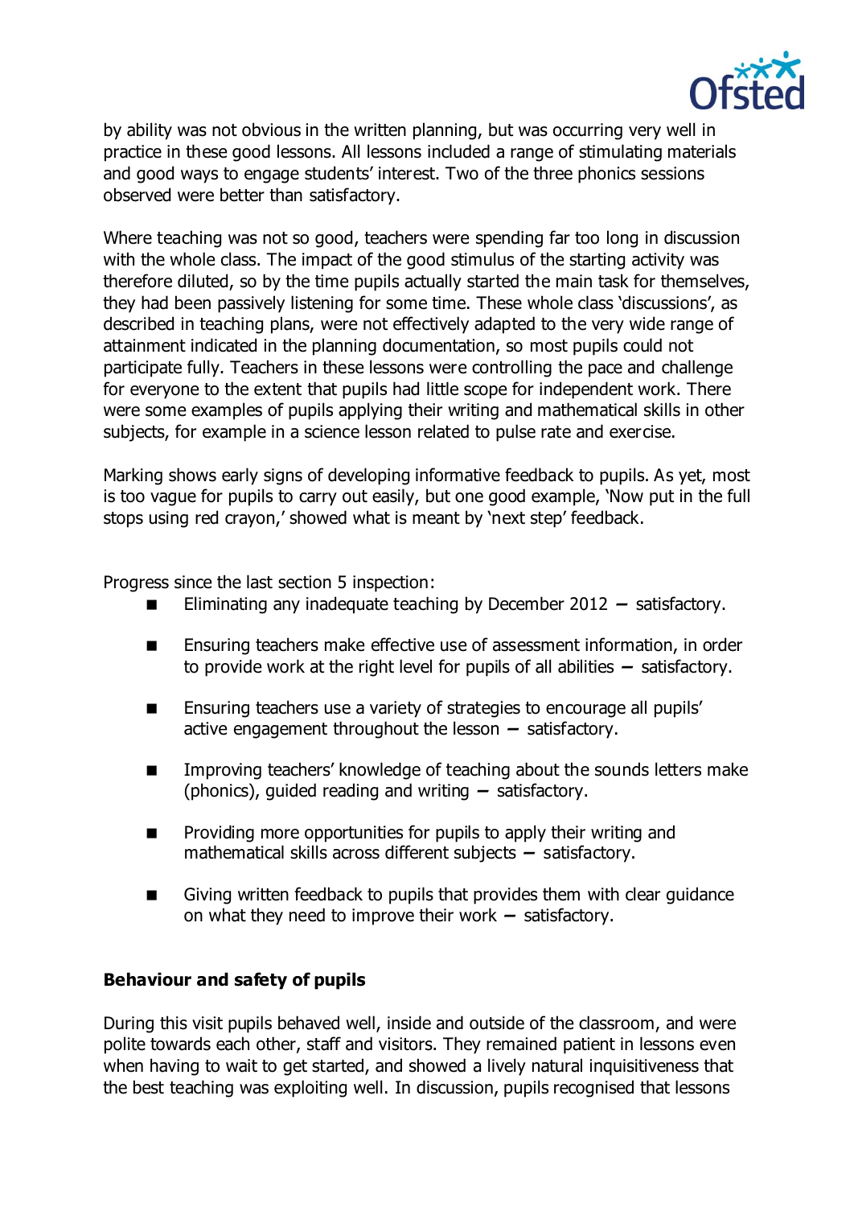by ability was not obvious in the written planning, but was occurring very well in practice in these good lessons. All lessons included a range of stimulating materials and good ways to engage students' interest. Two of the three phonics sessions observed were better than satisfactory.

Where teaching was not so good, teachers were spending far too long in discussion with the whole class. The impact of the good stimulus of the starting activity was therefore diluted, so by the time pupils actually started the main task for themselves, they had been passively listening for some time. These whole class 'discussions', as described in teaching plans, were not effectively adapted to the very wide range of attainment indicated in the planning documentation, so most pupils could not participate fully. Teachers in these lessons were controlling the pace and challenge for everyone to the extent that pupils had little scope for independent work. There were some examples of pupils applying their writing and mathematical skills in other subjects, for example in a science lesson related to pulse rate and exercise.

Marking shows early signs of developing informative feedback to pupils. As yet, most is too vague for pupils to carry out easily, but one good example, 'Now put in the full stops using red crayon,' showed what is meant by 'next step' feedback.

Progress since the last section 5 inspection:

- Eliminating any inadequate teaching by December 2012 – satisfactory.
- Ensuring teachers make effective use of assessment information, in order to provide work at the right level for pupils of all abilities – satisfactory.
- Ensuring teachers use a variety of strategies to encourage all pupils' active engagement throughout the lesson – satisfactory.
- Improving teachers' knowledge of teaching about the sounds letters make (phonics), guided reading and writing – satisfactory.
- Providing more opportunities for pupils to apply their writing and mathematical skills across different subjects – satisfactory.
- Giving written feedback to pupils that provides them with clear guidance on what they need to improve their work – satisfactory.

**Behaviour and safety of pupils**

During this visit pupils behaved well, inside and outside of the classroom, and were polite towards each other, staff and visitors. They remained patient in lessons even when having to wait to get started, and showed a lively natural inquisitiveness that the best teaching was exploiting well. In discussion, pupils recognised that lessons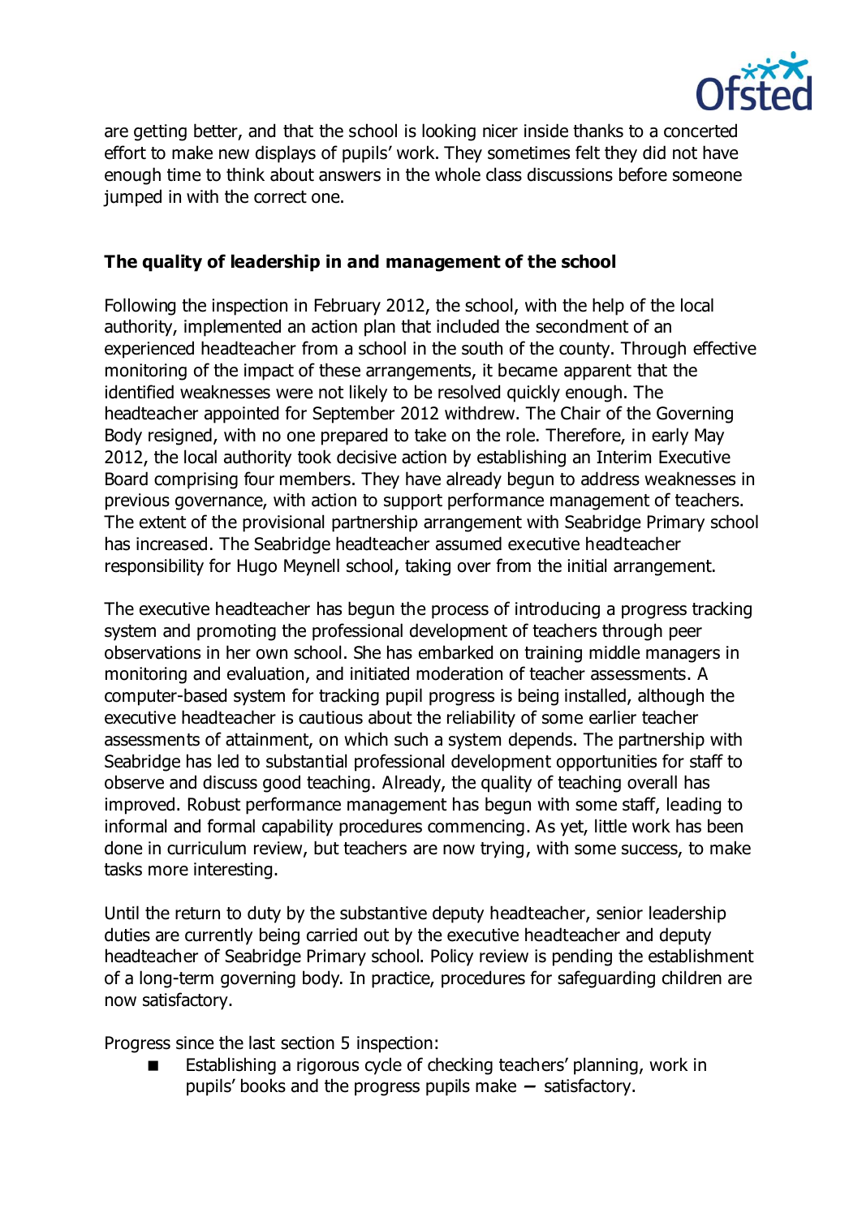are getting better, and that the school is looking nicer inside thanks to a concerted effort to make new displays of pupils' work. They sometimes felt they did not have enough time to think about answers in the whole class discussions before someone jumped in with the correct one.

### The quality of leadership in and management of the school

Following the inspection in February 2012, the school, with the help of the local authority, implemented an action plan that included the secondment of an experienced headteacher from a school in the south of the county. Through effective monitoring of the impact of these arrangements, it became apparent that the identified weaknesses were not likely to be resolved quickly enough. The headteacher appointed for September 2012 withdrew. The Chair of the Governing Body resigned, with no one prepared to take on the role. Therefore, in early May 2012, the local authority took decisive action by establishing an Interim Executive Board comprising four members. They have already begun to address weaknesses in previous governance, with action to support performance management of teachers. The extent of the provisional partnership arrangement with Seabridge Primary school has increased. The Seabridge headteacher assumed executive headteacher responsibility for Hugo Meynell school, taking over from the initial arrangement.

The executive headteacher has begun the process of introducing a progress tracking system and promoting the professional development of teachers through peer observations in her own school. She has embarked on training middle managers in monitoring and evaluation, and initiated moderation of teacher assessments. A computer-based system for tracking pupil progress is being installed, although the executive headteacher is cautious about the reliability of some earlier teacher assessments of attainment, on which such a system depends. The partnership with Seabridge has led to substantial professional development opportunities for staff to observe and discuss good teaching. Already, the quality of teaching overall has improved. Robust performance management has begun with some staff, leading to informal and formal capability procedures commencing. As yet, little work has been done in curriculum review, but teachers are now trying, with some success, to make tasks more interesting.

Until the return to duty by the substantive deputy headteacher, senior leadership duties are currently being carried out by the executive headteacher and deputy headteacher of Seabridge Primary school. Policy review is pending the establishment of a long-term governing body. In practice, procedures for safeguarding children are now satisfactory.

Progress since the last section 5 inspection:

- Establishing a rigorous cycle of checking teachers' planning, work in pupils' books and the progress pupils make – satisfactory.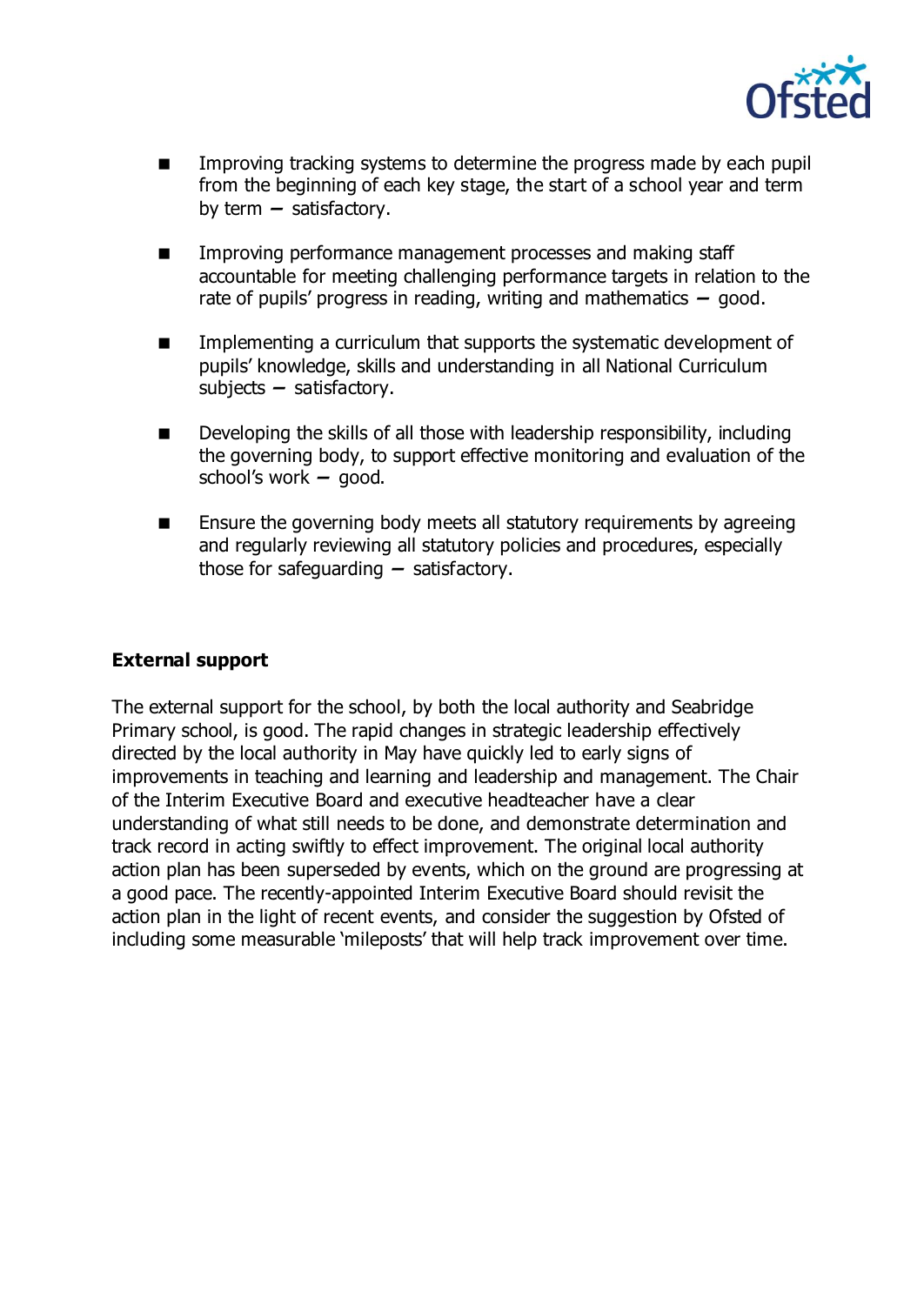- Improving tracking systems to determine the progress made by each pupil from the beginning of each key stage, the start of a school year and term by term – satisfactory.
- Improving performance management processes and making staff accountable for meeting challenging performance targets in relation to the rate of pupils' progress in reading, writing and mathematics – good.
- Implementing a curriculum that supports the systematic development of pupils' knowledge, skills and understanding in all National Curriculum subjects – satisfactory.
- Developing the skills of all those with leadership responsibility, including the governing body, to support effective monitoring and evaluation of the school's work – good.
- Ensure the governing body meets all statutory requirements by agreeing and regularly reviewing all statutory policies and procedures, especially those for safeguarding – satisfactory.

## External support

The external support for the school, by both the local authority and Seabridge Primary school, is good. The rapid changes in strategic leadership effectively directed by the local authority in May have quickly led to early signs of improvements in teaching and learning and leadership and management. The Chair of the Interim Executive Board and executive headteacher have a clear understanding of what still needs to be done, and demonstrate determination and track record in acting swiftly to effect improvement. The original local authority action plan has been superseded by events, which on the ground are progressing at a good pace. The recently-appointed Interim Executive Board should revisit the action plan in the light of recent events, and consider the suggestion by Ofsted of including some measurable 'mileposts' that will help track improvement over time.